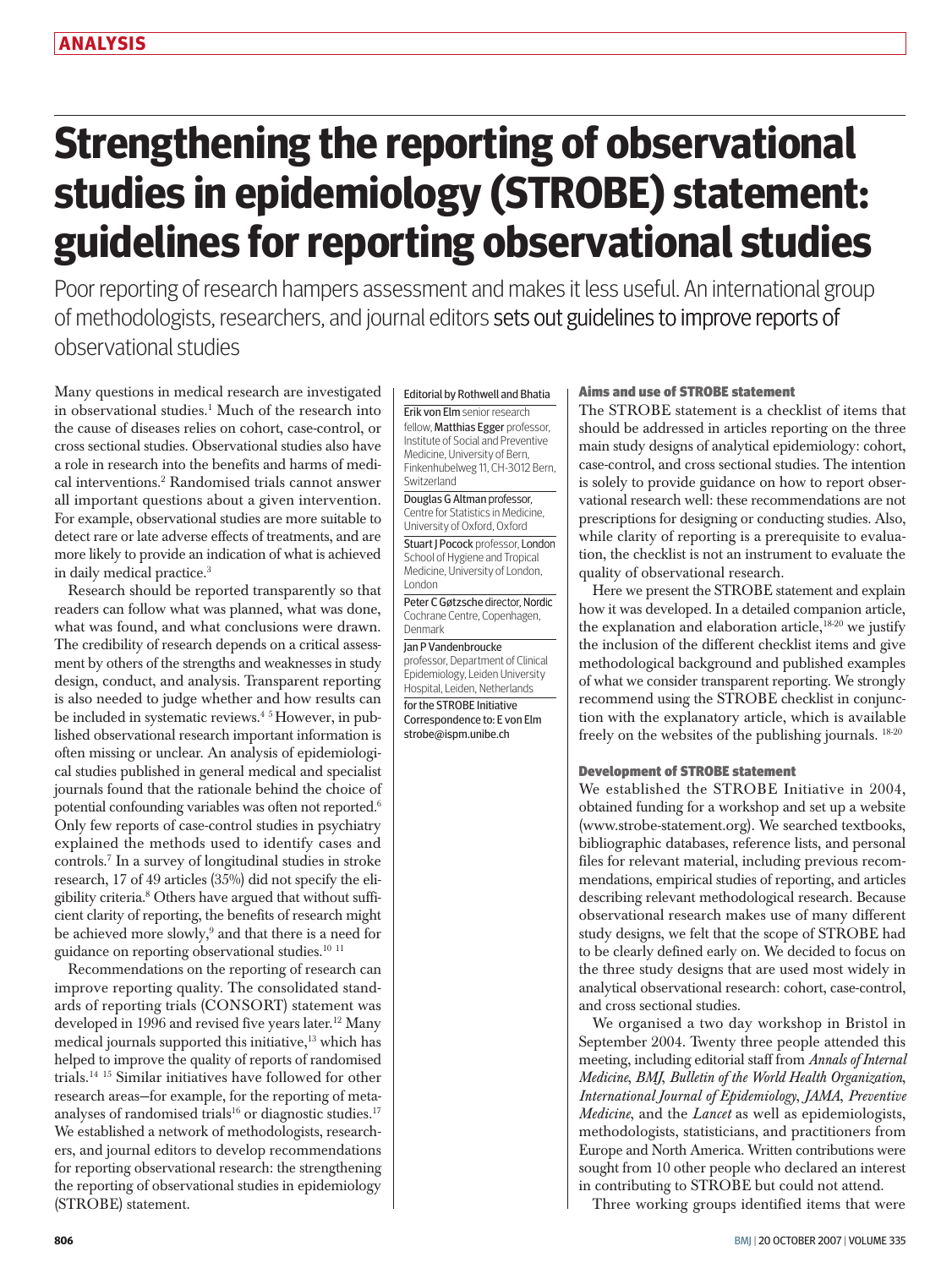ANALYSIS

# Strengthening the reporting of observational studies in epidemiology (STROBE) statement: guidelines for reporting observational studies

Poor reporting of research hampers assessment and makes it less useful. An international group of methodologists, researchers, and journal editors sets out guidelines to improve reports of observational studies

Many questions in medical research are investigated in observational studies.[1] Much of the research into the cause of diseases relies on cohort, case-control, or cross sectional studies. Observational studies also have a role in research into the benefits and harms of medical interventions.[2] Randomised trials cannot answer all important questions about a given intervention. For example, observational studies are more suitable to detect rare or late adverse effects of treatments, and are more likely to provide an indication of what is achieved in daily medical practice.[3]

Research should be reported transparently so that readers can follow what was planned, what was done, what was found, and what conclusions were drawn. The credibility of research depends on a critical assessment by others of the strengths and weaknesses in study design, conduct, and analysis. Transparent reporting is also needed to judge whether and how results can be included in systematic reviews.[4 5] However, in published observational research important information is often missing or unclear. An analysis of epidemiological studies published in general medical and specialist journals found that the rationale behind the choice of potential confounding variables was often not reported.[6] Only few reports of case-control studies in psychiatry explained the methods used to identify cases and controls.[7] In a survey of longitudinal studies in stroke research, 17 of 49 articles (35%) did not specify the eligibility criteria.[8] Others have argued that without sufficient clarity of reporting, the benefits of research might be achieved more slowly,[9] and that there is a need for guidance on reporting observational studies.[10 11]

Recommendations on the reporting of research can improve reporting quality. The consolidated standards of reporting trials (CONSORT) statement was developed in 1996 and revised five years later.[12] Many medical journals supported this initiative,[13] which has helped to improve the quality of reports of randomised trials.[14 15] Similar initiatives have followed for other research areas—for example, for the reporting of meta-analyses of randomised trials[16] or diagnostic studies.[17] We established a network of methodologists, researchers, and journal editors to develop recommendations for reporting observational research: the strengthening the reporting of observational studies in epidemiology (STROBE) statement.

Editorial by Rothwell and Bhatia

**Erik von Elm** senior research fellow, **Matthias Egger** professor, Institute of Social and Preventive Medicine, University of Bern, Finkenhubelweg 11, CH-3012 Bern, Switzerland

**Douglas G Altman** professor, Centre for Statistics in Medicine, University of Oxford, Oxford

**Stuart J Pocock** professor, London School of Hygiene and Tropical Medicine, University of London, London

**Peter C Gøtzsche** director, Nordic Cochrane Centre, Copenhagen, Denmark

**Jan P Vandenbroucke** professor, Department of Clinical Epidemiology, Leiden University Hospital, Leiden, Netherlands

for the STROBE Initiative

Correspondence to: E von Elm strobe@ispm.unibe.ch

## Aims and use of STROBE statement

The STROBE statement is a checklist of items that should be addressed in articles reporting on the three main study designs of analytical epidemiology: cohort, case-control, and cross sectional studies. The intention is solely to provide guidance on how to report observational research well: these recommendations are not prescriptions for designing or conducting studies. Also, while clarity of reporting is a prerequisite to evaluation, the checklist is not an instrument to evaluate the quality of observational research.

Here we present the STROBE statement and explain how it was developed. In a detailed companion article, the explanation and elaboration article,[18-20] we justify the inclusion of the different checklist items and give methodological background and published examples of what we consider transparent reporting. We strongly recommend using the STROBE checklist in conjunction with the explanatory article, which is available freely on the websites of the publishing journals.[18-20]

## Development of STROBE statement

We established the STROBE Initiative in 2004, obtained funding for a workshop and set up a website (www.strobe-statement.org). We searched textbooks, bibliographic databases, reference lists, and personal files for relevant material, including previous recommendations, empirical studies of reporting, and articles describing relevant methodological research. Because observational research makes use of many different study designs, we felt that the scope of STROBE had to be clearly defined early on. We decided to focus on the three study designs that are used most widely in analytical observational research: cohort, case-control, and cross sectional studies.

We organised a two day workshop in Bristol in September 2004. Twenty three people attended this meeting, including editorial staff from *Annals of Internal Medicine*, *BMJ*, *Bulletin of the World Health Organization*, *International Journal of Epidemiology*, *JAMA*, *Preventive Medicine*, and the *Lancet* as well as epidemiologists, methodologists, statisticians, and practitioners from Europe and North America. Written contributions were sought from 10 other people who declared an interest in contributing to STROBE but could not attend.

Three working groups identified items that were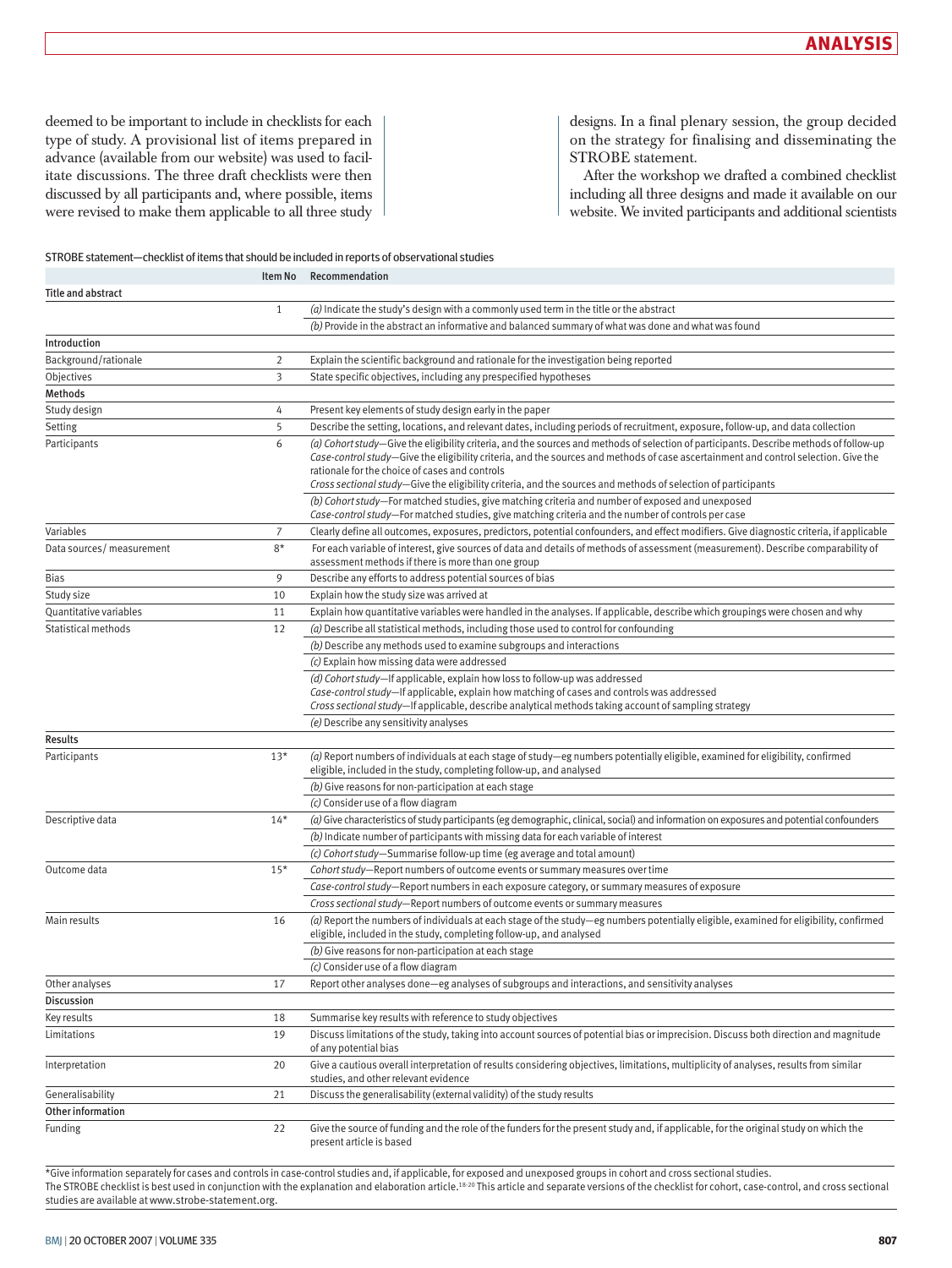deemed to be important to include in checklists for each type of study. A provisional list of items prepared in advance (available from our website) was used to facilitate discussions. The three draft checklists were then discussed by all participants and, where possible, items were revised to make them applicable to all three study designs. In a final plenary session, the group decided on the strategy for finalising and disseminating the STROBE statement.

After the workshop we drafted a combined checklist including all three designs and made it available on our website. We invited participants and additional scientists

STROBE statement—checklist of items that should be included in reports of observational studies

| | Item No | Recommendation |
|---|---|---|
| **Title and abstract** | | |
| | 1 | *(a)* Indicate the study's design with a commonly used term in the title or the abstract |
| | | *(b)* Provide in the abstract an informative and balanced summary of what was done and what was found |
| **Introduction** | | |
| Background/rationale | 2 | Explain the scientific background and rationale for the investigation being reported |
| Objectives | 3 | State specific objectives, including any prespecified hypotheses |
| **Methods** | | |
| Study design | 4 | Present key elements of study design early in the paper |
| Setting | 5 | Describe the setting, locations, and relevant dates, including periods of recruitment, exposure, follow-up, and data collection |
| Participants | 6 | *(a) Cohort study*—Give the eligibility criteria, and the sources and methods of selection of participants. Describe methods of follow-up<br>*Case-control study*—Give the eligibility criteria, and the sources and methods of case ascertainment and control selection. Give the rationale for the choice of cases and controls<br>*Cross sectional study*—Give the eligibility criteria, and the sources and methods of selection of participants |
| | | *(b) Cohort study*—For matched studies, give matching criteria and number of exposed and unexposed<br>*Case-control study*—For matched studies, give matching criteria and the number of controls per case |
| Variables | 7 | Clearly define all outcomes, exposures, predictors, potential confounders, and effect modifiers. Give diagnostic criteria, if applicable |
| Data sources/ measurement | 8* | For each variable of interest, give sources of data and details of methods of assessment (measurement). Describe comparability of assessment methods if there is more than one group |
| Bias | 9 | Describe any efforts to address potential sources of bias |
| Study size | 10 | Explain how the study size was arrived at |
| Quantitative variables | 11 | Explain how quantitative variables were handled in the analyses. If applicable, describe which groupings were chosen and why |
| Statistical methods | 12 | *(a)* Describe all statistical methods, including those used to control for confounding |
| | | *(b)* Describe any methods used to examine subgroups and interactions |
| | | *(c)* Explain how missing data were addressed |
| | | *(d) Cohort study*—If applicable, explain how loss to follow-up was addressed<br>*Case-control study*—If applicable, explain how matching of cases and controls was addressed<br>*Cross sectional study*—If applicable, describe analytical methods taking account of sampling strategy |
| | | *(e)* Describe any sensitivity analyses |
| **Results** | | |
| Participants | 13* | *(a)* Report numbers of individuals at each stage of study—eg numbers potentially eligible, examined for eligibility, confirmed eligible, included in the study, completing follow-up, and analysed |
| | | *(b)* Give reasons for non-participation at each stage |
| | | *(c)* Consider use of a flow diagram |
| Descriptive data | 14* | *(a)* Give characteristics of study participants (eg demographic, clinical, social) and information on exposures and potential confounders |
| | | *(b)* Indicate number of participants with missing data for each variable of interest |
| | | *(c) Cohort study*—Summarise follow-up time (eg average and total amount) |
| Outcome data | 15* | *Cohort study*—Report numbers of outcome events or summary measures over time |
| | | *Case-control study*—Report numbers in each exposure category, or summary measures of exposure |
| | | *Cross sectional study*—Report numbers of outcome events or summary measures |
| Main results | 16 | *(a)* Report the numbers of individuals at each stage of the study—eg numbers potentially eligible, examined for eligibility, confirmed eligible, included in the study, completing follow-up, and analysed |
| | | *(b)* Give reasons for non-participation at each stage |
| | | *(c)* Consider use of a flow diagram |
| Other analyses | 17 | Report other analyses done—eg analyses of subgroups and interactions, and sensitivity analyses |
| **Discussion** | | |
| Key results | 18 | Summarise key results with reference to study objectives |
| Limitations | 19 | Discuss limitations of the study, taking into account sources of potential bias or imprecision. Discuss both direction and magnitude of any potential bias |
| Interpretation | 20 | Give a cautious overall interpretation of results considering objectives, limitations, multiplicity of analyses, results from similar studies, and other relevant evidence |
| Generalisability | 21 | Discuss the generalisability (external validity) of the study results |
| **Other information** | | |
| Funding | 22 | Give the source of funding and the role of the funders for the present study and, if applicable, for the original study on which the present article is based |

*Give information separately for cases and controls in case-control studies and, if applicable, for exposed and unexposed groups in cohort and cross sectional studies.

The STROBE checklist is best used in conjunction with the explanation and elaboration article.[18-20] This article and separate versions of the checklist for cohort, case-control, and cross sectional studies are available at www.strobe-statement.org.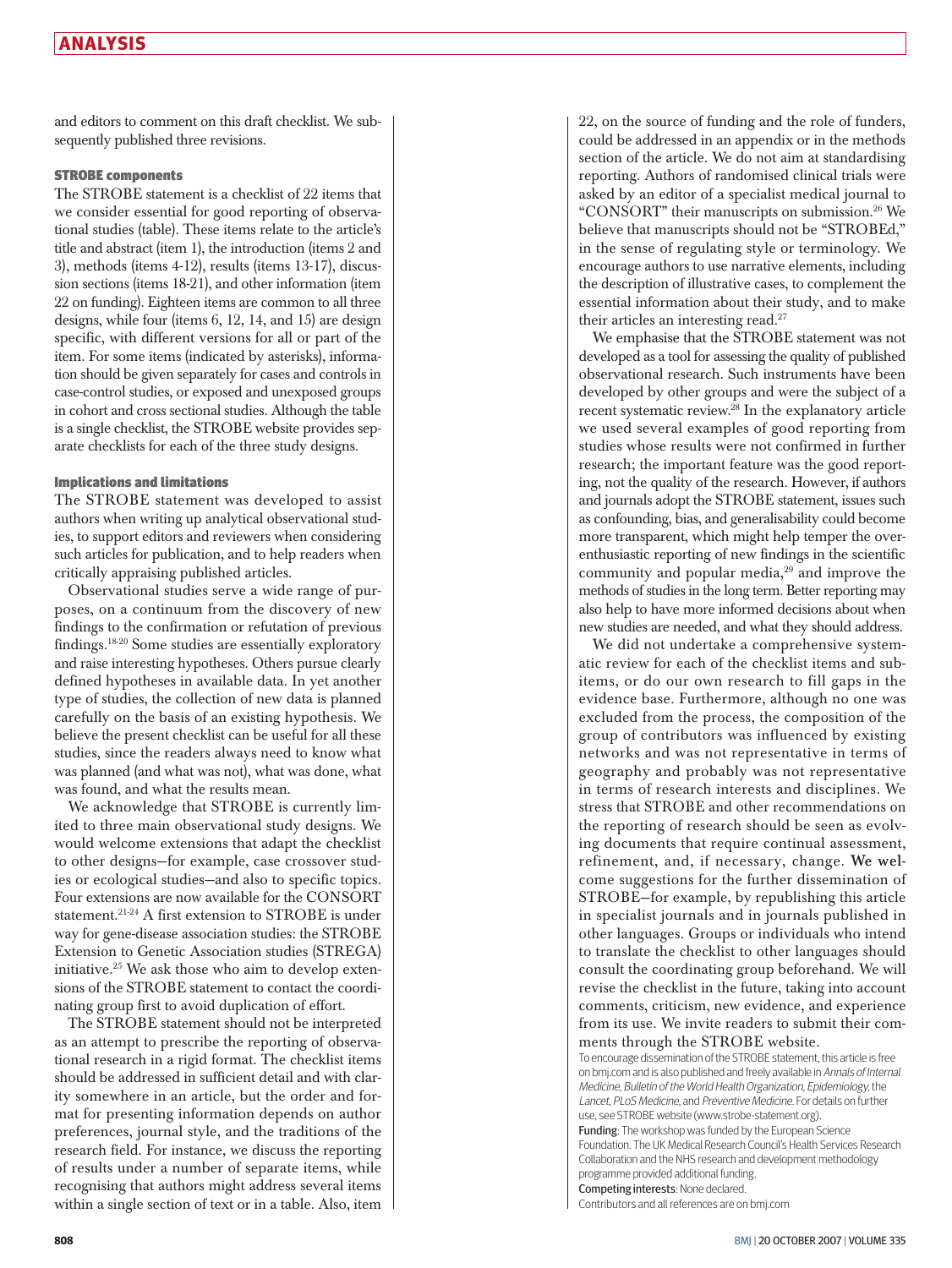and editors to comment on this draft checklist. We subsequently published three revisions.

### STROBE components

The STROBE statement is a checklist of 22 items that we consider essential for good reporting of observational studies (table). These items relate to the article's title and abstract (item 1), the introduction (items 2 and 3), methods (items 4-12), results (items 13-17), discussion sections (items 18-21), and other information (item 22 on funding). Eighteen items are common to all three designs, while four (items 6, 12, 14, and 15) are design specific, with different versions for all or part of the item. For some items (indicated by asterisks), information should be given separately for cases and controls in case-control studies, or exposed and unexposed groups in cohort and cross sectional studies. Although the table is a single checklist, the STROBE website provides separate checklists for each of the three study designs.

### Implications and limitations

The STROBE statement was developed to assist authors when writing up analytical observational studies, to support editors and reviewers when considering such articles for publication, and to help readers when critically appraising published articles.

Observational studies serve a wide range of purposes, on a continuum from the discovery of new findings to the confirmation or refutation of previous findings.[18-20] Some studies are essentially exploratory and raise interesting hypotheses. Others pursue clearly defined hypotheses in available data. In yet another type of studies, the collection of new data is planned carefully on the basis of an existing hypothesis. We believe the present checklist can be useful for all these studies, since the readers always need to know what was planned (and what was not), what was done, what was found, and what the results mean.

We acknowledge that STROBE is currently limited to three main observational study designs. We would welcome extensions that adapt the checklist to other designs—for example, case crossover studies or ecological studies—and also to specific topics. Four extensions are now available for the CONSORT statement.[21-24] A first extension to STROBE is under way for gene-disease association studies: the STROBE Extension to Genetic Association studies (STREGA) initiative.[25] We ask those who aim to develop extensions of the STROBE statement to contact the coordinating group first to avoid duplication of effort.

The STROBE statement should not be interpreted as an attempt to prescribe the reporting of observational research in a rigid format. The checklist items should be addressed in sufficient detail and with clarity somewhere in an article, but the order and format for presenting information depends on author preferences, journal style, and the traditions of the research field. For instance, we discuss the reporting of results under a number of separate items, while recognising that authors might address several items within a single section of text or in a table. Also, item 22, on the source of funding and the role of funders, could be addressed in an appendix or in the methods section of the article. We do not aim at standardising reporting. Authors of randomised clinical trials were asked by an editor of a specialist medical journal to "CONSORT" their manuscripts on submission.[26] We believe that manuscripts should not be "STROBEd," in the sense of regulating style or terminology. We encourage authors to use narrative elements, including the description of illustrative cases, to complement the essential information about their study, and to make their articles an interesting read.[27]

We emphasise that the STROBE statement was not developed as a tool for assessing the quality of published observational research. Such instruments have been developed by other groups and were the subject of a recent systematic review.[28] In the explanatory article we used several examples of good reporting from studies whose results were not confirmed in further research; the important feature was the good reporting, not the quality of the research. However, if authors and journals adopt the STROBE statement, issues such as confounding, bias, and generalisability could become more transparent, which might help temper the overenthusiastic reporting of new findings in the scientific community and popular media,[29] and improve the methods of studies in the long term. Better reporting may also help to have more informed decisions about when new studies are needed, and what they should address.

We did not undertake a comprehensive systematic review for each of the checklist items and subitems, or do our own research to fill gaps in the evidence base. Furthermore, although no one was excluded from the process, the composition of the group of contributors was influenced by existing networks and was not representative in terms of geography and probably was not representative in terms of research interests and disciplines. We stress that STROBE and other recommendations on the reporting of research should be seen as evolving documents that require continual assessment, refinement, and, if necessary, change. We welcome suggestions for the further dissemination of STROBE—for example, by republishing this article in specialist journals and in journals published in other languages. Groups or individuals who intend to translate the checklist to other languages should consult the coordinating group beforehand. We will revise the checklist in the future, taking into account comments, criticism, new evidence, and experience from its use. We invite readers to submit their comments through the STROBE website.

To encourage dissemination of the STROBE statement, this article is free on bmj.com and is also published and freely available in *Annals of Internal Medicine*, *Bulletin of the World Health Organization*, *Epidemiology*, the *Lancet*, *PLoS Medicine*, and *Preventive Medicine*. For details on further use, see STROBE website (www.strobe-statement.org).

**Funding**: The workshop was funded by the European Science Foundation. The UK Medical Research Council's Health Services Research Collaboration and the NHS research and development methodology programme provided additional funding.

**Competing interests**: None declared.

Contributors and all references are on bmj.com